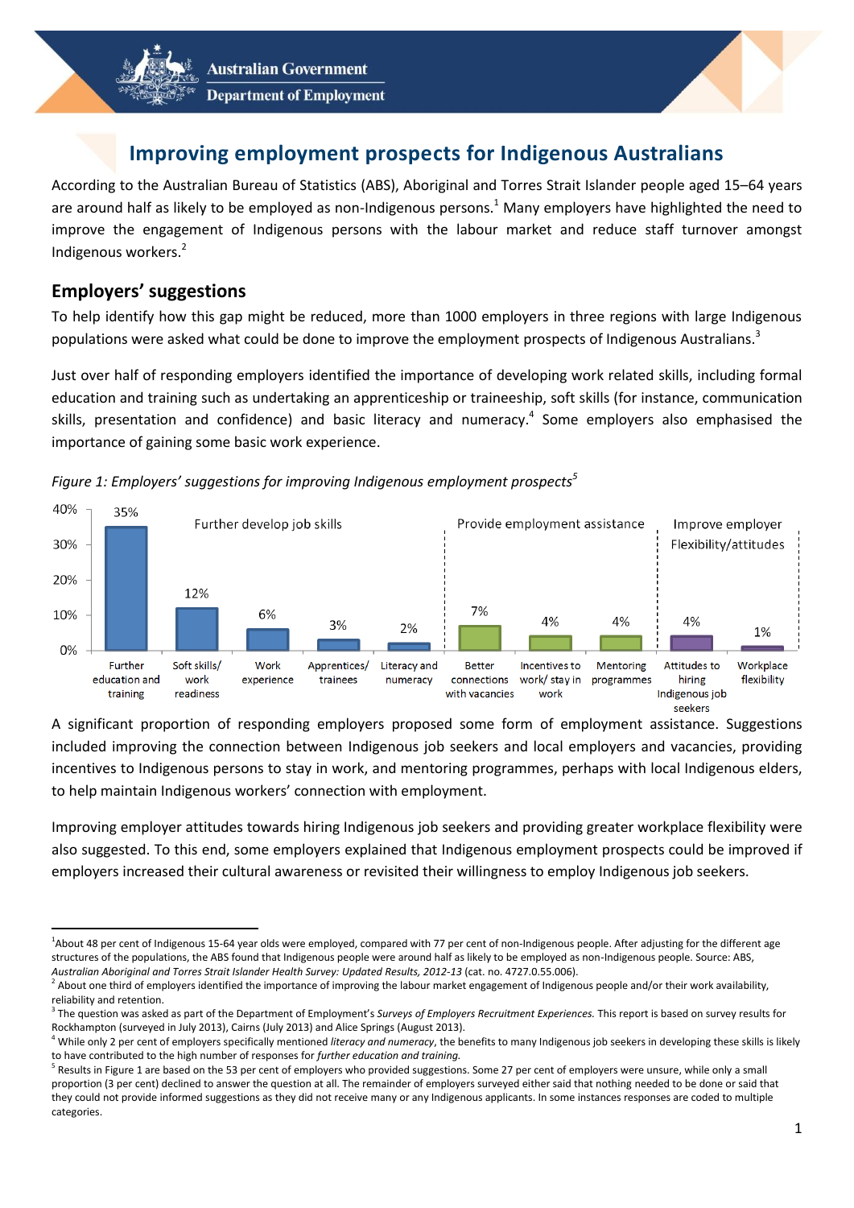# Improving employment prospects for Indigenous Australians

According to the Australian Bureau of Statistics (ABS), Aboriginal and Torres Strait Islander people aged 15–64 years are around half as likely to be employed as non-Indigenous persons.[1] Many employers have highlighted the need to improve the engagement of Indigenous persons with the labour market and reduce staff turnover amongst Indigenous workers.[2]

## Employers' suggestions

To help identify how this gap might be reduced, more than 1000 employers in three regions with large Indigenous populations were asked what could be done to improve the employment prospects of Indigenous Australians.[3]

Just over half of responding employers identified the importance of developing work related skills, including formal education and training such as undertaking an apprenticeship or traineeship, soft skills (for instance, communication skills, presentation and confidence) and basic literacy and numeracy.[4] Some employers also emphasised the importance of gaining some basic work experience.

*Figure 1: Employers' suggestions for improving Indigenous employment prospects*[5]

| Category | Suggestion | Per cent |
|---|---|---|
| Further develop job skills | Further education and training | 35% |
| | Soft skills/ work readiness | 12% |
| | Work experience | 6% |
| | Apprentices/ trainees | 3% |
| | Literacy and numeracy | 2% |
| Provide employment assistance | Better connections with vacancies | 7% |
| | Incentives to work/ stay in work | 4% |
| | Mentoring programmes | 4% |
| Improve employer Flexibility/attitudes | Attitudes to hiring Indigenous job seekers | 4% |
| | Workplace flexibility | 1% |

A significant proportion of responding employers proposed some form of employment assistance. Suggestions included improving the connection between Indigenous job seekers and local employers and vacancies, providing incentives to Indigenous persons to stay in work, and mentoring programmes, perhaps with local Indigenous elders, to help maintain Indigenous workers' connection with employment.

Improving employer attitudes towards hiring Indigenous job seekers and providing greater workplace flexibility were also suggested. To this end, some employers explained that Indigenous employment prospects could be improved if employers increased their cultural awareness or revisited their willingness to employ Indigenous job seekers.

---

[1] About 48 per cent of Indigenous 15-64 year olds were employed, compared with 77 per cent of non-Indigenous people. After adjusting for the different age structures of the populations, the ABS found that Indigenous people were around half as likely to be employed as non-Indigenous people. Source: ABS, *Australian Aboriginal and Torres Strait Islander Health Survey: Updated Results, 2012-13* (cat. no. 4727.0.55.006).

[2] About one third of employers identified the importance of improving the labour market engagement of Indigenous people and/or their work availability, reliability and retention.

[3] The question was asked as part of the Department of Employment's *Surveys of Employers Recruitment Experiences.* This report is based on survey results for Rockhampton (surveyed in July 2013), Cairns (July 2013) and Alice Springs (August 2013).

[4] While only 2 per cent of employers specifically mentioned *literacy and numeracy*, the benefits to many Indigenous job seekers in developing these skills is likely to have contributed to the high number of responses for *further education and training.*

[5] Results in Figure 1 are based on the 53 per cent of employers who provided suggestions. Some 27 per cent of employers were unsure, while only a small proportion (3 per cent) declined to answer the question at all. The remainder of employers surveyed either said that nothing needed to be done or said that they could not provide informed suggestions as they did not receive many or any Indigenous applicants. In some instances responses are coded to multiple categories.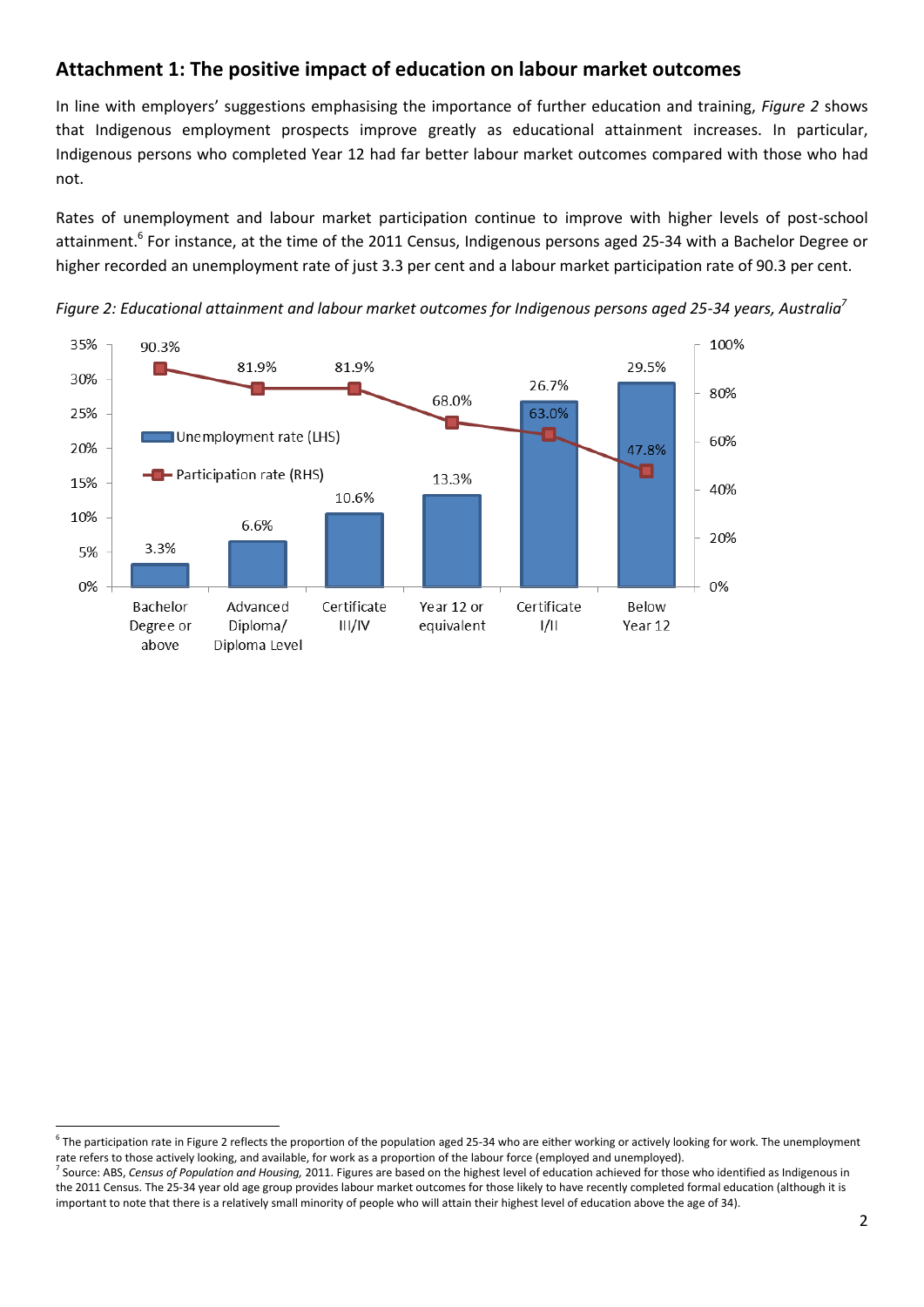## Attachment 1: The positive impact of education on labour market outcomes

In line with employers' suggestions emphasising the importance of further education and training, *Figure 2* shows that Indigenous employment prospects improve greatly as educational attainment increases. In particular, Indigenous persons who completed Year 12 had far better labour market outcomes compared with those who had not.

Rates of unemployment and labour market participation continue to improve with higher levels of post-school attainment.[6] For instance, at the time of the 2011 Census, Indigenous persons aged 25-34 with a Bachelor Degree or higher recorded an unemployment rate of just 3.3 per cent and a labour market participation rate of 90.3 per cent.

*Figure 2: Educational attainment and labour market outcomes for Indigenous persons aged 25-34 years, Australia*[7]

Unemployment rate (LHS)
Participation rate (RHS)

35%
30%
25%
20%
15%
10%
5%
0%

100%
80%
60%
40%
20%
0%

Bachelor Degree or above: 3.3%, 90.3%
Advanced Diploma/ Diploma Level: 6.6%, 81.9%
Certificate III/IV: 10.6%, 81.9%
Year 12 or equivalent: 13.3%, 68.0%
Certificate I/II: 26.7%, 63.0%
Below Year 12: 29.5%, 47.8%

---

[6] The participation rate in Figure 2 reflects the proportion of the population aged 25-34 who are either working or actively looking for work. The unemployment rate refers to those actively looking, and available, for work as a proportion of the labour force (employed and unemployed).

[7] Source: ABS, *Census of Population and Housing,* 2011. Figures are based on the highest level of education achieved for those who identified as Indigenous in the 2011 Census. The 25-34 year old age group provides labour market outcomes for those likely to have recently completed formal education (although it is important to note that there is a relatively small minority of people who will attain their highest level of education above the age of 34).